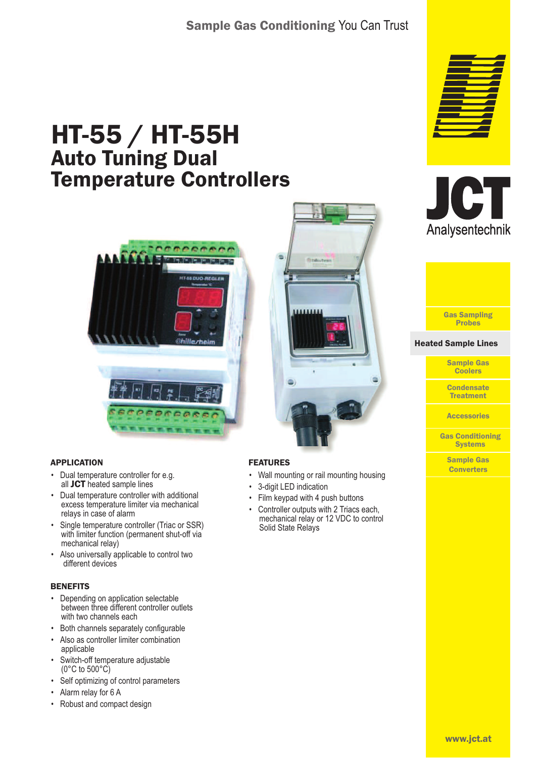Sample Gas Conditioning You Can Trust

# HT-55 / HT-55H
## Auto Tuning Dual Temperature Controllers

JCT Analysentechnik

- Gas Sampling Probes
- **Heated Sample Lines**
- Sample Gas Coolers
- Condensate Treatment
- Accessories
- Gas Conditioning Systems
- Sample Gas Converters

### APPLICATION

- Dual temperature controller for e.g. all **JCT** heated sample lines
- Dual temperature controller with additional excess temperature limiter via mechanical relays in case of alarm
- Single temperature controller (Triac or SSR) with limiter function (permanent shut-off via mechanical relay)
- Also universally applicable to control two different devices

### BENEFITS

- Depending on application selectable between three different controller outlets with two channels each
- Both channels separately configurable
- Also as controller limiter combination applicable
- Switch-off temperature adjustable (0°C to 500°C)
- Self optimizing of control parameters
- Alarm relay for 6 A
- Robust and compact design

### FEATURES

- Wall mounting or rail mounting housing
- 3-digit LED indication
- Film keypad with 4 push buttons
- Controller outputs with 2 Triacs each, mechanical relay or 12 VDC to control Solid State Relays

www.jct.at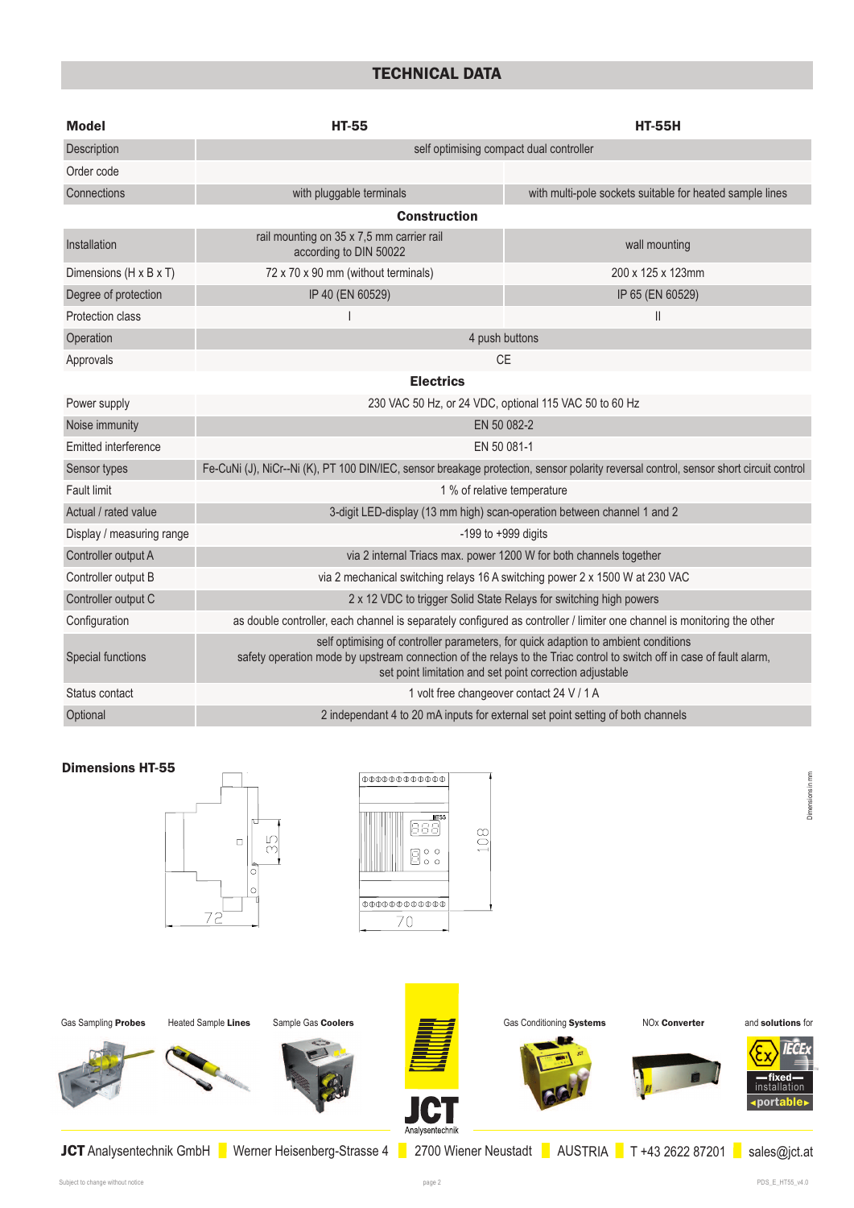## TECHNICAL DATA

| Model | HT-55 | HT-55H |
|---|---|---|
| Description | self optimising compact dual controller | |
| Order code | | |
| Connections | with pluggable terminals | with multi-pole sockets suitable for heated sample lines |
| **Construction** | | |
| Installation | rail mounting on 35 x 7,5 mm carrier rail according to DIN 50022 | wall mounting |
| Dimensions (H x B x T) | 72 x 70 x 90 mm (without terminals) | 200 x 125 x 123mm |
| Degree of protection | IP 40 (EN 60529) | IP 65 (EN 60529) |
| Protection class | I | II |
| Operation | 4 push buttons | |
| Approvals | CE | |
| **Electrics** | | |
| Power supply | 230 VAC 50 Hz, or 24 VDC, optional 115 VAC 50 to 60 Hz | |
| Noise immunity | EN 50 082-2 | |
| Emitted interference | EN 50 081-1 | |
| Sensor types | Fe-CuNi (J), NiCr--Ni (K), PT 100 DIN/IEC, sensor breakage protection, sensor polarity reversal control, sensor short circuit control | |
| Fault limit | 1 % of relative temperature | |
| Actual / rated value | 3-digit LED-display (13 mm high) scan-operation between channel 1 and 2 | |
| Display / measuring range | -199 to +999 digits | |
| Controller output A | via 2 internal Triacs max. power 1200 W for both channels together | |
| Controller output B | via 2 mechanical switching relays 16 A switching power 2 x 1500 W at 230 VAC | |
| Controller output C | 2 x 12 VDC to trigger Solid State Relays for switching high powers | |
| Configuration | as double controller, each channel is separately configured as controller / limiter one channel is monitoring the other | |
| Special functions | self optimising of controller parameters, for quick adaption to ambient conditions safety operation mode by upstream connection of the relays to the Triac control to switch off in case of fault alarm, set point limitation and set point correction adjustable | |
| Status contact | 1 volt free changeover contact 24 V / 1 A | |
| Optional | 2 independant 4 to 20 mA inputs for external set point setting of both channels | |

### Dimensions HT-55

35

72

108

70

Dimensions in mm

Gas Sampling **Probes** | Heated Sample **Lines** | Sample Gas **Coolers** | Gas Conditioning **Systems** | NOx **Converter** | and **solutions** for

**JCT** Analysentechnik GmbH | Werner Heisenberg-Strasse 4 | 2700 Wiener Neustadt | AUSTRIA | T +43 2622 87201 | sales@jct.at

Subject to change without notice

PDS_E_HT55_v4.0